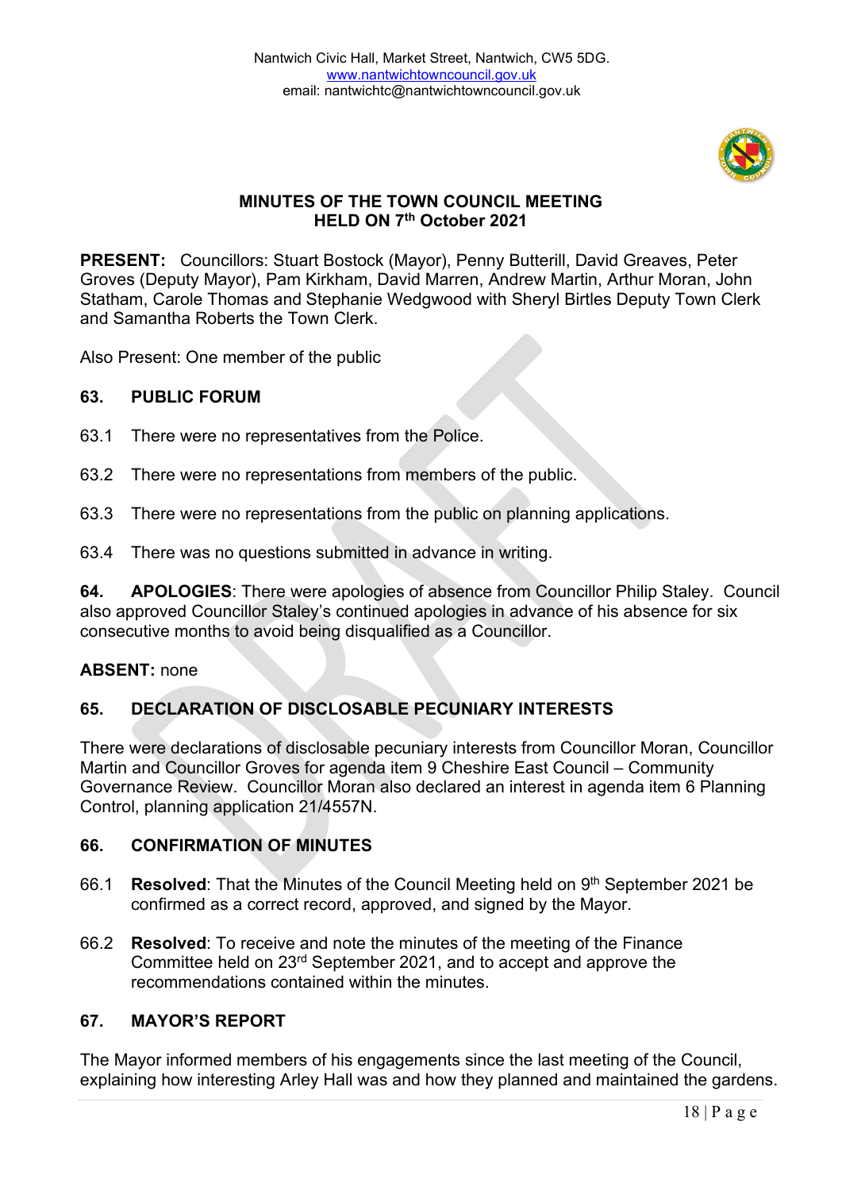Nantwich Civic Hall, Market Street, Nantwich, CW5 5DG.
www.nantwichtowncouncil.gov.uk
email: nantwichtc@nantwichtowncouncil.gov.uk

# MINUTES OF THE TOWN COUNCIL MEETING HELD ON 7th October 2021

**PRESENT:** Councillors: Stuart Bostock (Mayor), Penny Butterill, David Greaves, Peter Groves (Deputy Mayor), Pam Kirkham, David Marren, Andrew Martin, Arthur Moran, John Statham, Carole Thomas and Stephanie Wedgwood with Sheryl Birtles Deputy Town Clerk and Samantha Roberts the Town Clerk.

Also Present: One member of the public

## 63. PUBLIC FORUM

63.1 There were no representatives from the Police.

63.2 There were no representations from members of the public.

63.3 There were no representations from the public on planning applications.

63.4 There was no questions submitted in advance in writing.

**64. APOLOGIES**: There were apologies of absence from Councillor Philip Staley. Council also approved Councillor Staley's continued apologies in advance of his absence for six consecutive months to avoid being disqualified as a Councillor.

**ABSENT:** none

## 65. DECLARATION OF DISCLOSABLE PECUNIARY INTERESTS

There were declarations of disclosable pecuniary interests from Councillor Moran, Councillor Martin and Councillor Groves for agenda item 9 Cheshire East Council – Community Governance Review. Councillor Moran also declared an interest in agenda item 6 Planning Control, planning application 21/4557N.

## 66. CONFIRMATION OF MINUTES

66.1 **Resolved**: That the Minutes of the Council Meeting held on 9th September 2021 be confirmed as a correct record, approved, and signed by the Mayor.

66.2 **Resolved**: To receive and note the minutes of the meeting of the Finance Committee held on 23rd September 2021, and to accept and approve the recommendations contained within the minutes.

## 67. MAYOR'S REPORT

The Mayor informed members of his engagements since the last meeting of the Council, explaining how interesting Arley Hall was and how they planned and maintained the gardens.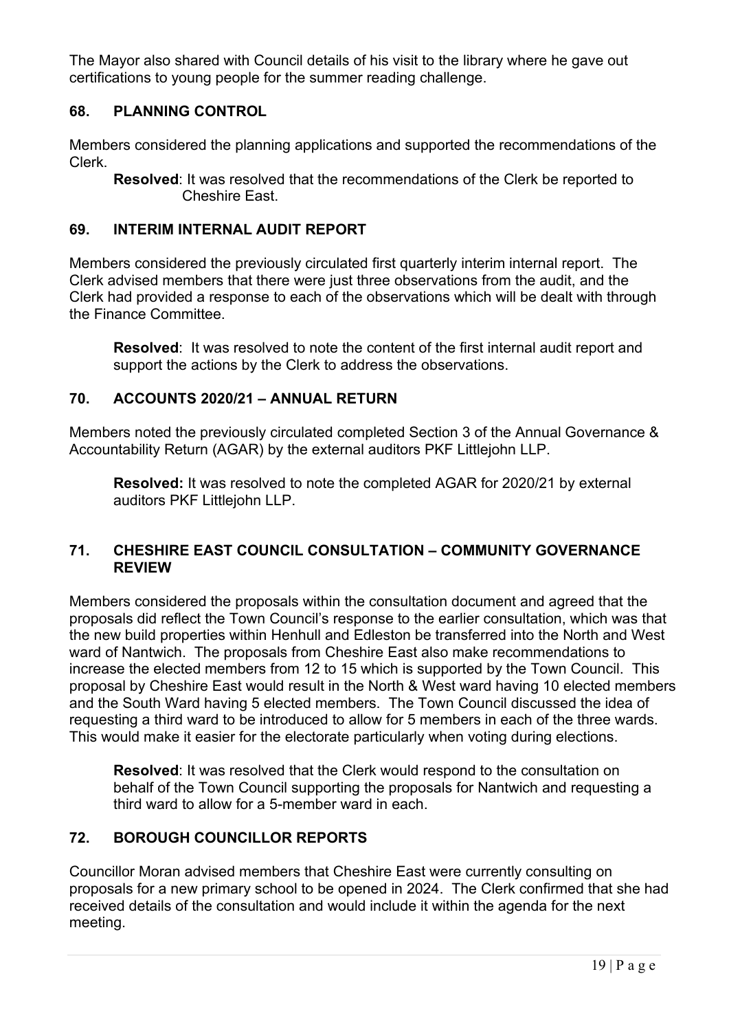The Mayor also shared with Council details of his visit to the library where he gave out certifications to young people for the summer reading challenge.

## 68. PLANNING CONTROL

Members considered the planning applications and supported the recommendations of the Clerk.

> **Resolved**: It was resolved that the recommendations of the Clerk be reported to Cheshire East.

## 69. INTERIM INTERNAL AUDIT REPORT

Members considered the previously circulated first quarterly interim internal report. The Clerk advised members that there were just three observations from the audit, and the Clerk had provided a response to each of the observations which will be dealt with through the Finance Committee.

> **Resolved**: It was resolved to note the content of the first internal audit report and support the actions by the Clerk to address the observations.

## 70. ACCOUNTS 2020/21 – ANNUAL RETURN

Members noted the previously circulated completed Section 3 of the Annual Governance & Accountability Return (AGAR) by the external auditors PKF Littlejohn LLP.

> **Resolved:** It was resolved to note the completed AGAR for 2020/21 by external auditors PKF Littlejohn LLP.

## 71. CHESHIRE EAST COUNCIL CONSULTATION – COMMUNITY GOVERNANCE REVIEW

Members considered the proposals within the consultation document and agreed that the proposals did reflect the Town Council's response to the earlier consultation, which was that the new build properties within Henhull and Edleston be transferred into the North and West ward of Nantwich. The proposals from Cheshire East also make recommendations to increase the elected members from 12 to 15 which is supported by the Town Council. This proposal by Cheshire East would result in the North & West ward having 10 elected members and the South Ward having 5 elected members. The Town Council discussed the idea of requesting a third ward to be introduced to allow for 5 members in each of the three wards. This would make it easier for the electorate particularly when voting during elections.

> **Resolved**: It was resolved that the Clerk would respond to the consultation on behalf of the Town Council supporting the proposals for Nantwich and requesting a third ward to allow for a 5-member ward in each.

## 72. BOROUGH COUNCILLOR REPORTS

Councillor Moran advised members that Cheshire East were currently consulting on proposals for a new primary school to be opened in 2024. The Clerk confirmed that she had received details of the consultation and would include it within the agenda for the next meeting.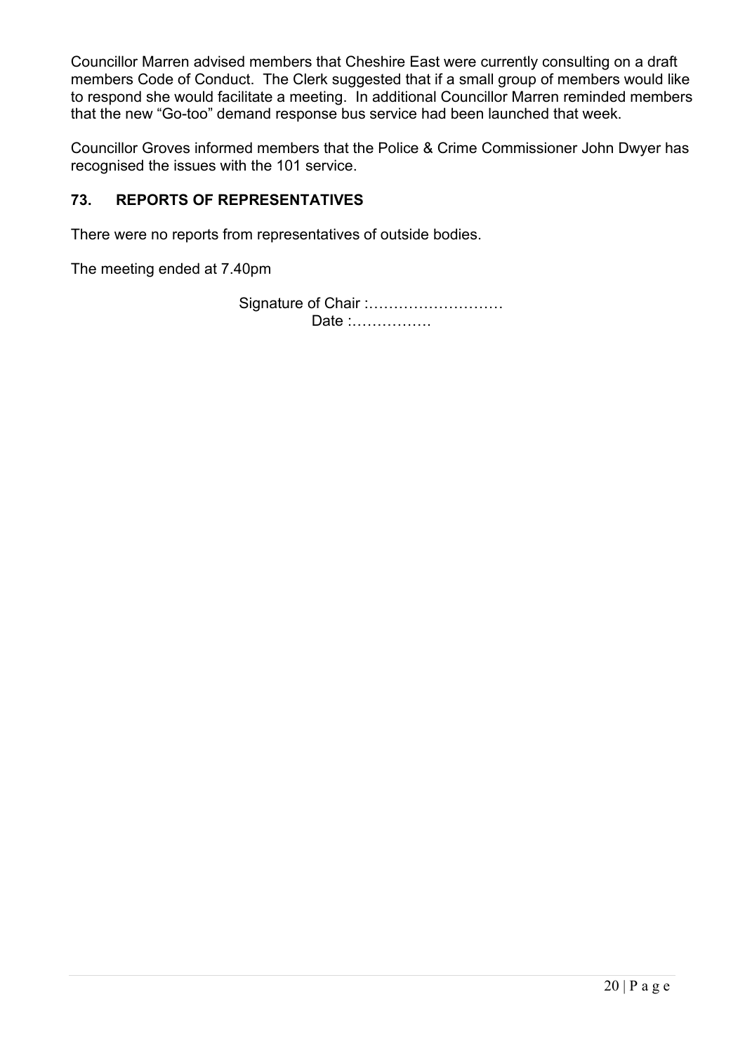Councillor Marren advised members that Cheshire East were currently consulting on a draft members Code of Conduct. The Clerk suggested that if a small group of members would like to respond she would facilitate a meeting. In additional Councillor Marren reminded members that the new "Go-too" demand response bus service had been launched that week.

Councillor Groves informed members that the Police & Crime Commissioner John Dwyer has recognised the issues with the 101 service.

### 73. REPORTS OF REPRESENTATIVES

There were no reports from representatives of outside bodies.

The meeting ended at 7.40pm

Signature of Chair :………………………

Date :…………….